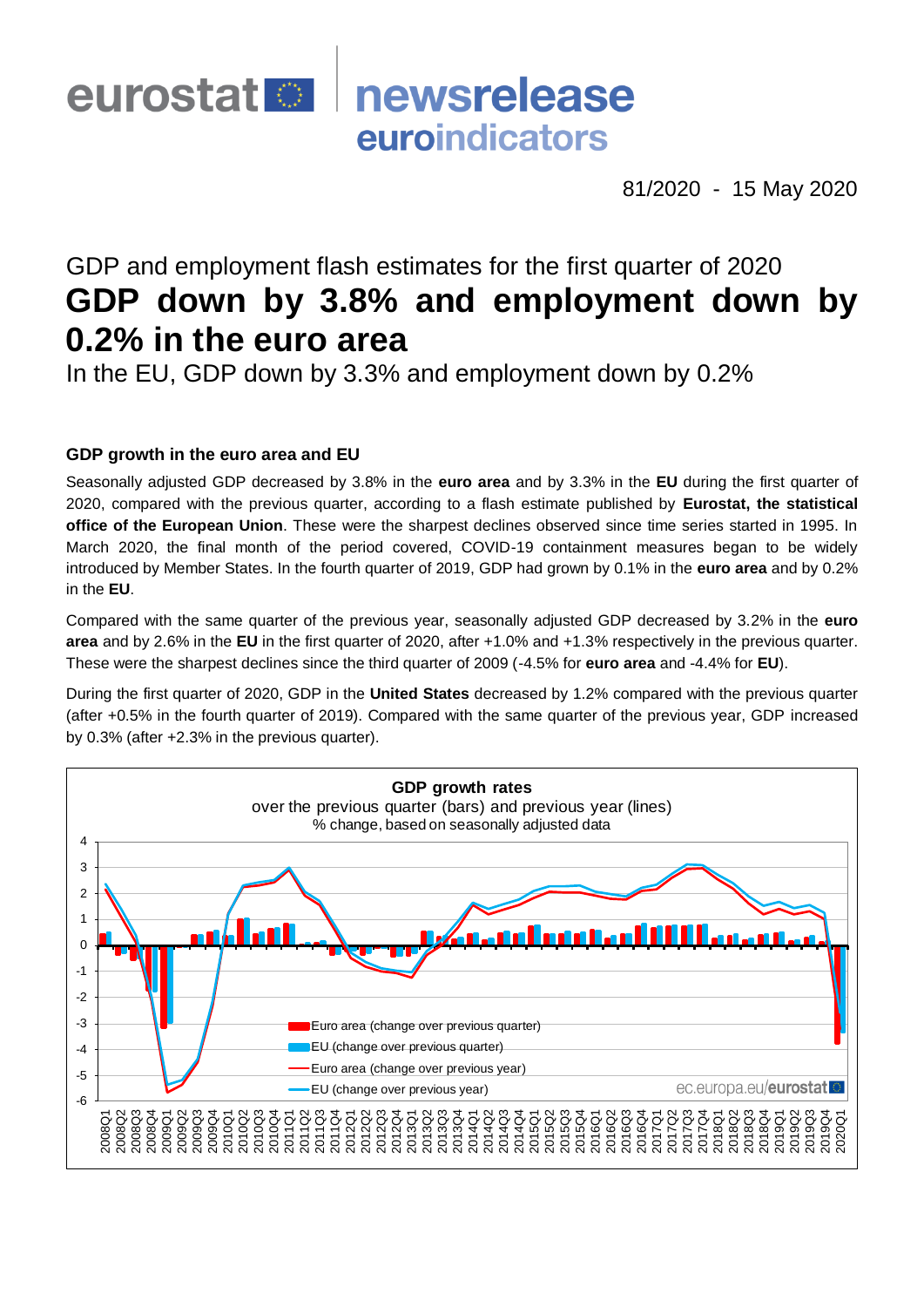eurostat newsrelease euroindicators

81/2020 - 15 May 2020

GDP and employment flash estimates for the first quarter of 2020

# GDP down by 3.8% and employment down by 0.2% in the euro area

In the EU, GDP down by 3.3% and employment down by 0.2%

### GDP growth in the euro area and EU

Seasonally adjusted GDP decreased by 3.8% in the **euro area** and by 3.3% in the **EU** during the first quarter of 2020, compared with the previous quarter, according to a flash estimate published by **Eurostat, the statistical office of the European Union**. These were the sharpest declines observed since time series started in 1995. In March 2020, the final month of the period covered, COVID-19 containment measures began to be widely introduced by Member States. In the fourth quarter of 2019, GDP had grown by 0.1% in the **euro area** and by 0.2% in the **EU**.

Compared with the same quarter of the previous year, seasonally adjusted GDP decreased by 3.2% in the **euro area** and by 2.6% in the **EU** in the first quarter of 2020, after +1.0% and +1.3% respectively in the previous quarter. These were the sharpest declines since the third quarter of 2009 (-4.5% for **euro area** and -4.4% for **EU**).

During the first quarter of 2020, GDP in the **United States** decreased by 1.2% compared with the previous quarter (after +0.5% in the fourth quarter of 2019). Compared with the same quarter of the previous year, GDP increased by 0.3% (after +2.3% in the previous quarter).

**GDP growth rates**
over the previous quarter (bars) and previous year (lines)
% change, based on seasonally adjusted data

Legend: Euro area (change over previous quarter); EU (change over previous quarter); Euro area (change over previous year); EU (change over previous year)

ec.europa.eu/eurostat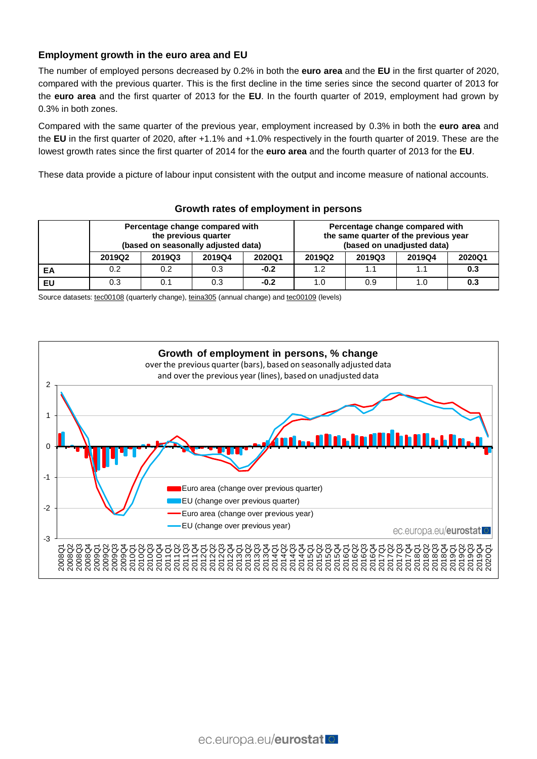### Employment growth in the euro area and EU

The number of employed persons decreased by 0.2% in both the **euro area** and the **EU** in the first quarter of 2020, compared with the previous quarter. This is the first decline in the time series since the second quarter of 2013 for the **euro area** and the first quarter of 2013 for the **EU**. In the fourth quarter of 2019, employment had grown by 0.3% in both zones.

Compared with the same quarter of the previous year, employment increased by 0.3% in both the **euro area** and the **EU** in the first quarter of 2020, after +1.1% and +1.0% respectively in the fourth quarter of 2019. These are the lowest growth rates since the first quarter of 2014 for the **euro area** and the fourth quarter of 2013 for the **EU**.

These data provide a picture of labour input consistent with the output and income measure of national accounts.

**Growth rates of employment in persons**

| | Percentage change compared with the previous quarter (based on seasonally adjusted data) | | | | Percentage change compared with the same quarter of the previous year (based on unadjusted data) | | | |
|---|---|---|---|---|---|---|---|---|
| | 2019Q2 | 2019Q3 | 2019Q4 | 2020Q1 | 2019Q2 | 2019Q3 | 2019Q4 | 2020Q1 |
| **EA** | 0.2 | 0.2 | 0.3 | **-0.2** | 1.2 | 1.1 | 1.1 | **0.3** |
| **EU** | 0.3 | 0.1 | 0.3 | **-0.2** | 1.0 | 0.9 | 1.0 | **0.3** |

Source datasets: tec00108 (quarterly change), teina305 (annual change) and tec00109 (levels)

**Growth of employment in persons, % change**
over the previous quarter (bars), based on seasonally adjusted data
and over the previous year (lines), based on unadjusted data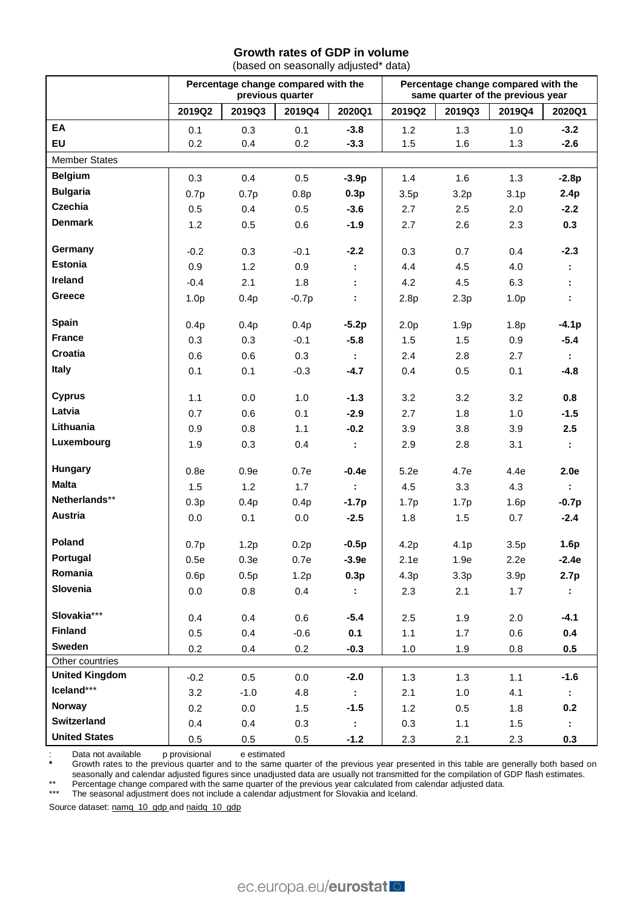# Growth rates of GDP in volume

(based on seasonally adjusted* data)

| | Percentage change compared with the previous quarter | | | | Percentage change compared with the same quarter of the previous year | | | |
|---|---|---|---|---|---|---|---|---|
| | 2019Q2 | 2019Q3 | 2019Q4 | 2020Q1 | 2019Q2 | 2019Q3 | 2019Q4 | 2020Q1 |
| **EA** | 0.1 | 0.3 | 0.1 | **-3.8** | 1.2 | 1.3 | 1.0 | **-3.2** |
| **EU** | 0.2 | 0.4 | 0.2 | **-3.3** | 1.5 | 1.6 | 1.3 | **-2.6** |
| Member States | | | | | | | | |
| **Belgium** | 0.3 | 0.4 | 0.5 | **-3.9p** | 1.4 | 1.6 | 1.3 | **-2.8p** |
| **Bulgaria** | 0.7p | 0.7p | 0.8p | **0.3p** | 3.5p | 3.2p | 3.1p | **2.4p** |
| **Czechia** | 0.5 | 0.4 | 0.5 | **-3.6** | 2.7 | 2.5 | 2.0 | **-2.2** |
| **Denmark** | 1.2 | 0.5 | 0.6 | **-1.9** | 2.7 | 2.6 | 2.3 | **0.3** |
| **Germany** | -0.2 | 0.3 | -0.1 | **-2.2** | 0.3 | 0.7 | 0.4 | **-2.3** |
| **Estonia** | 0.9 | 1.2 | 0.9 | **:** | 4.4 | 4.5 | 4.0 | **:** |
| **Ireland** | -0.4 | 2.1 | 1.8 | **:** | 4.2 | 4.5 | 6.3 | **:** |
| **Greece** | 1.0p | 0.4p | -0.7p | **:** | 2.8p | 2.3p | 1.0p | **:** |
| **Spain** | 0.4p | 0.4p | 0.4p | **-5.2p** | 2.0p | 1.9p | 1.8p | **-4.1p** |
| **France** | 0.3 | 0.3 | -0.1 | **-5.8** | 1.5 | 1.5 | 0.9 | **-5.4** |
| **Croatia** | 0.6 | 0.6 | 0.3 | **:** | 2.4 | 2.8 | 2.7 | **:** |
| **Italy** | 0.1 | 0.1 | -0.3 | **-4.7** | 0.4 | 0.5 | 0.1 | **-4.8** |
| **Cyprus** | 1.1 | 0.0 | 1.0 | **-1.3** | 3.2 | 3.2 | 3.2 | **0.8** |
| **Latvia** | 0.7 | 0.6 | 0.1 | **-2.9** | 2.7 | 1.8 | 1.0 | **-1.5** |
| **Lithuania** | 0.9 | 0.8 | 1.1 | **-0.2** | 3.9 | 3.8 | 3.9 | **2.5** |
| **Luxembourg** | 1.9 | 0.3 | 0.4 | **:** | 2.9 | 2.8 | 3.1 | **:** |
| **Hungary** | 0.8e | 0.9e | 0.7e | **-0.4e** | 5.2e | 4.7e | 4.4e | **2.0e** |
| **Malta** | 1.5 | 1.2 | 1.7 | **:** | 4.5 | 3.3 | 4.3 | **:** |
| **Netherlands**** | 0.3p | 0.4p | 0.4p | **-1.7p** | 1.7p | 1.7p | 1.6p | **-0.7p** |
| **Austria** | 0.0 | 0.1 | 0.0 | **-2.5** | 1.8 | 1.5 | 0.7 | **-2.4** |
| **Poland** | 0.7p | 1.2p | 0.2p | **-0.5p** | 4.2p | 4.1p | 3.5p | **1.6p** |
| **Portugal** | 0.5e | 0.3e | 0.7e | **-3.9e** | 2.1e | 1.9e | 2.2e | **-2.4e** |
| **Romania** | 0.6p | 0.5p | 1.2p | **0.3p** | 4.3p | 3.3p | 3.9p | **2.7p** |
| **Slovenia** | 0.0 | 0.8 | 0.4 | **:** | 2.3 | 2.1 | 1.7 | **:** |
| **Slovakia***** | 0.4 | 0.4 | 0.6 | **-5.4** | 2.5 | 1.9 | 2.0 | **-4.1** |
| **Finland** | 0.5 | 0.4 | -0.6 | **0.1** | 1.1 | 1.7 | 0.6 | **0.4** |
| **Sweden** | 0.2 | 0.4 | 0.2 | **-0.3** | 1.0 | 1.9 | 0.8 | **0.5** |
| Other countries | | | | | | | | |
| **United Kingdom** | -0.2 | 0.5 | 0.0 | **-2.0** | 1.3 | 1.3 | 1.1 | **-1.6** |
| **Iceland***** | 3.2 | -1.0 | 4.8 | **:** | 2.1 | 1.0 | 4.1 | **:** |
| **Norway** | 0.2 | 0.0 | 1.5 | **-1.5** | 1.2 | 0.5 | 1.8 | **0.2** |
| **Switzerland** | 0.4 | 0.4 | 0.3 | **:** | 0.3 | 1.1 | 1.5 | **:** |
| **United States** | 0.5 | 0.5 | 0.5 | **-1.2** | 2.3 | 2.1 | 2.3 | **0.3** |

: Data not available p provisional e estimated

\* Growth rates to the previous quarter and to the same quarter of the previous year presented in this table are generally both based on seasonally and calendar adjusted figures since unadjusted data are usually not transmitted for the compilation of GDP flash estimates.

** Percentage change compared with the same quarter of the previous year calculated from calendar adjusted data.

*** The seasonal adjustment does not include a calendar adjustment for Slovakia and Iceland.

Source dataset: namq_10_gdp and naidq_10_gdp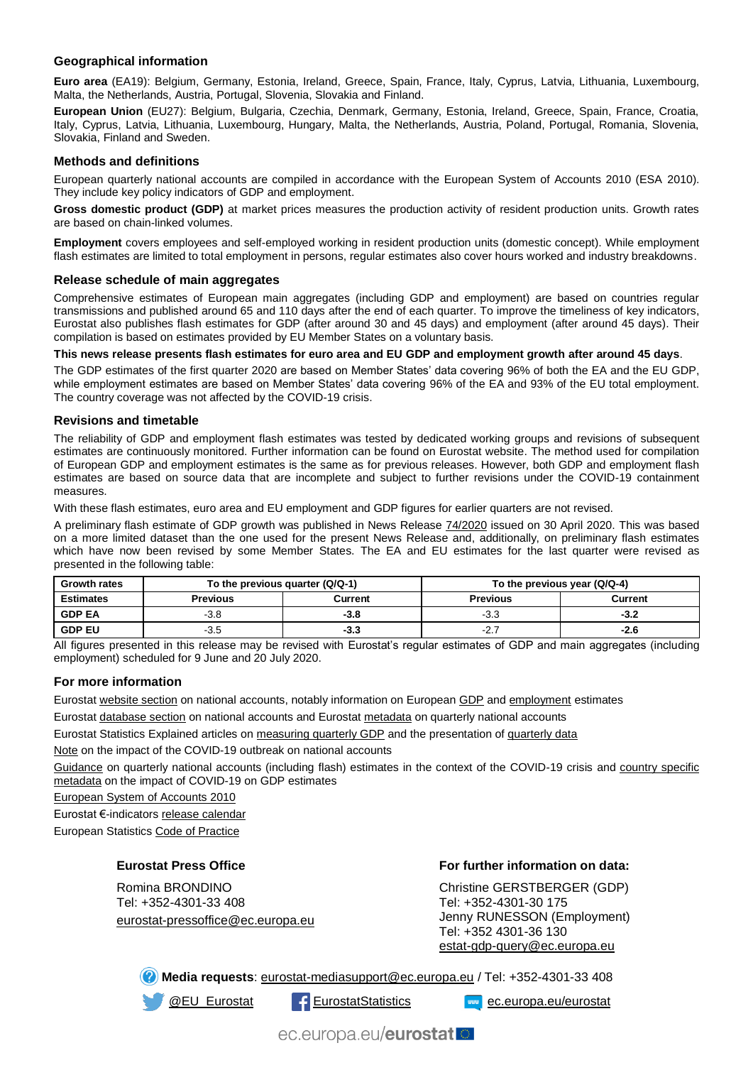### Geographical information

**Euro area** (EA19): Belgium, Germany, Estonia, Ireland, Greece, Spain, France, Italy, Cyprus, Latvia, Lithuania, Luxembourg, Malta, the Netherlands, Austria, Portugal, Slovenia, Slovakia and Finland.

**European Union** (EU27): Belgium, Bulgaria, Czechia, Denmark, Germany, Estonia, Ireland, Greece, Spain, France, Croatia, Italy, Cyprus, Latvia, Lithuania, Luxembourg, Hungary, Malta, the Netherlands, Austria, Poland, Portugal, Romania, Slovenia, Slovakia, Finland and Sweden.

### Methods and definitions

European quarterly national accounts are compiled in accordance with the European System of Accounts 2010 (ESA 2010). They include key policy indicators of GDP and employment.

**Gross domestic product (GDP)** at market prices measures the production activity of resident production units. Growth rates are based on chain-linked volumes.

**Employment** covers employees and self-employed working in resident production units (domestic concept). While employment flash estimates are limited to total employment in persons, regular estimates also cover hours worked and industry breakdowns.

### Release schedule of main aggregates

Comprehensive estimates of European main aggregates (including GDP and employment) are based on countries regular transmissions and published around 65 and 110 days after the end of each quarter. To improve the timeliness of key indicators, Eurostat also publishes flash estimates for GDP (after around 30 and 45 days) and employment (after around 45 days). Their compilation is based on estimates provided by EU Member States on a voluntary basis.

**This news release presents flash estimates for euro area and EU GDP and employment growth after around 45 days**.

The GDP estimates of the first quarter 2020 are based on Member States' data covering 96% of both the EA and the EU GDP, while employment estimates are based on Member States' data covering 96% of the EA and 93% of the EU total employment. The country coverage was not affected by the COVID-19 crisis.

### Revisions and timetable

The reliability of GDP and employment flash estimates was tested by dedicated working groups and revisions of subsequent estimates are continuously monitored. Further information can be found on Eurostat website. The method used for compilation of European GDP and employment estimates is the same as for previous releases. However, both GDP and employment flash estimates are based on source data that are incomplete and subject to further revisions under the COVID-19 containment measures.

With these flash estimates, euro area and EU employment and GDP figures for earlier quarters are not revised.

A preliminary flash estimate of GDP growth was published in News Release 74/2020 issued on 30 April 2020. This was based on a more limited dataset than the one used for the present News Release and, additionally, on preliminary flash estimates which have now been revised by some Member States. The EA and EU estimates for the last quarter were revised as presented in the following table:

| **Growth rates** | **To the previous quarter (Q/Q-1)** | | **To the previous year (Q/Q-4)** | |
|---|---|---|---|---|
| **Estimates** | **Previous** | **Current** | **Previous** | **Current** |
| **GDP EA** | -3.8 | **-3.8** | -3.3 | **-3.2** |
| **GDP EU** | -3.5 | **-3.3** | -2.7 | **-2.6** |

All figures presented in this release may be revised with Eurostat's regular estimates of GDP and main aggregates (including employment) scheduled for 9 June and 20 July 2020.

### For more information

Eurostat website section on national accounts, notably information on European GDP and employment estimates

Eurostat database section on national accounts and Eurostat metadata on quarterly national accounts

Eurostat Statistics Explained articles on measuring quarterly GDP and the presentation of quarterly data

Note on the impact of the COVID-19 outbreak on national accounts

Guidance on quarterly national accounts (including flash) estimates in the context of the COVID-19 crisis and country specific metadata on the impact of COVID-19 on GDP estimates

European System of Accounts 2010

Eurostat €-indicators release calendar

European Statistics Code of Practice

**Eurostat Press Office**

Romina BRONDINO
Tel: +352-4301-33 408
eurostat-pressoffice@ec.europa.eu

**For further information on data:**

Christine GERSTBERGER (GDP)
Tel: +352-4301-30 175
Jenny RUNESSON (Employment)
Tel: +352 4301-36 130
estat-gdp-query@ec.europa.eu

**Media requests**: eurostat-mediasupport@ec.europa.eu / Tel: +352-4301-33 408

@EU_Eurostat EurostatStatistics ec.europa.eu/eurostat